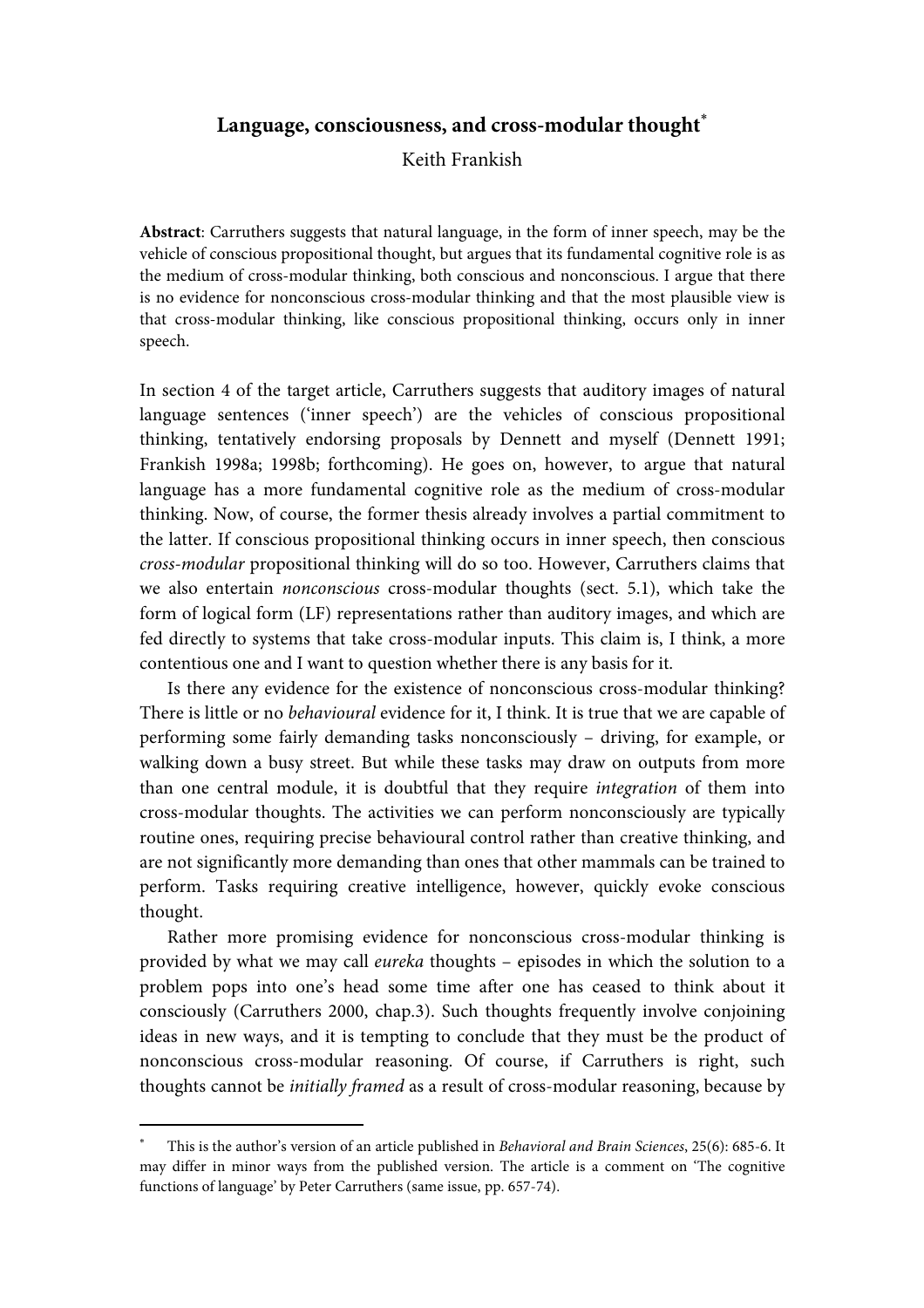# Language, consciousness, and cross-modular thought*

Keith Frankish

**Abstract**: Carruthers suggests that natural language, in the form of inner speech, may be the vehicle of conscious propositional thought, but argues that its fundamental cognitive role is as the medium of cross-modular thinking, both conscious and nonconscious. I argue that there is no evidence for nonconscious cross-modular thinking and that the most plausible view is that cross-modular thinking, like conscious propositional thinking, occurs only in inner speech.

In section 4 of the target article, Carruthers suggests that auditory images of natural language sentences ('inner speech') are the vehicles of conscious propositional thinking, tentatively endorsing proposals by Dennett and myself (Dennett 1991; Frankish 1998a; 1998b; forthcoming). He goes on, however, to argue that natural language has a more fundamental cognitive role as the medium of cross-modular thinking. Now, of course, the former thesis already involves a partial commitment to the latter. If conscious propositional thinking occurs in inner speech, then conscious *cross-modular* propositional thinking will do so too. However, Carruthers claims that we also entertain *nonconscious* cross-modular thoughts (sect. 5.1), which take the form of logical form (LF) representations rather than auditory images, and which are fed directly to systems that take cross-modular inputs. This claim is, I think, a more contentious one and I want to question whether there is any basis for it.

Is there any evidence for the existence of nonconscious cross-modular thinking? There is little or no *behavioural* evidence for it, I think. It is true that we are capable of performing some fairly demanding tasks nonconsciously – driving, for example, or walking down a busy street. But while these tasks may draw on outputs from more than one central module, it is doubtful that they require *integration* of them into cross-modular thoughts. The activities we can perform nonconsciously are typically routine ones, requiring precise behavioural control rather than creative thinking, and are not significantly more demanding than ones that other mammals can be trained to perform. Tasks requiring creative intelligence, however, quickly evoke conscious thought.

Rather more promising evidence for nonconscious cross-modular thinking is provided by what we may call *eureka* thoughts – episodes in which the solution to a problem pops into one's head some time after one has ceased to think about it consciously (Carruthers 2000, chap.3). Such thoughts frequently involve conjoining ideas in new ways, and it is tempting to conclude that they must be the product of nonconscious cross-modular reasoning. Of course, if Carruthers is right, such thoughts cannot be *initially framed* as a result of cross-modular reasoning, because by

---

\* This is the author's version of an article published in *Behavioral and Brain Sciences*, 25(6): 685-6. It may differ in minor ways from the published version. The article is a comment on 'The cognitive functions of language' by Peter Carruthers (same issue, pp. 657-74).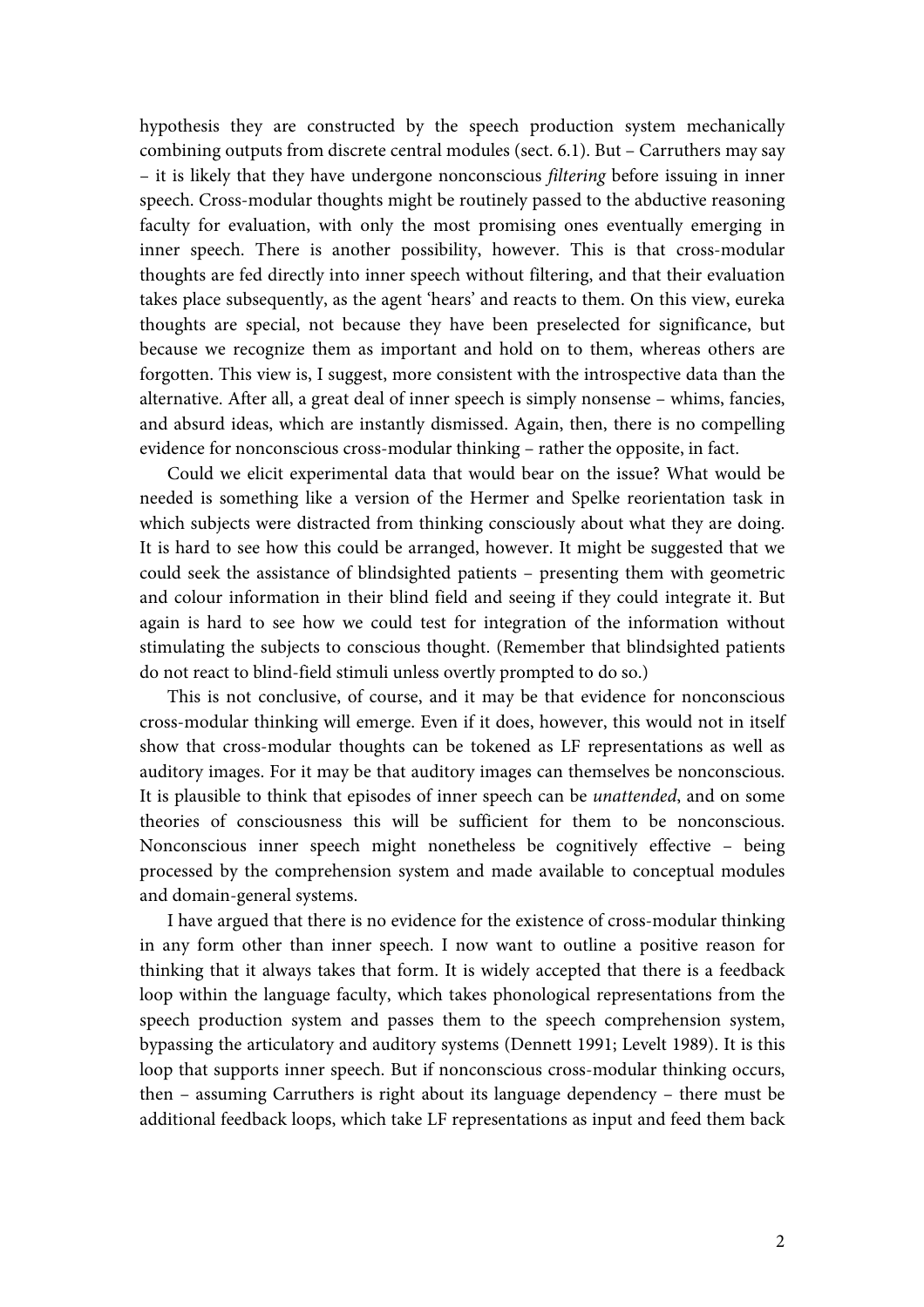hypothesis they are constructed by the speech production system mechanically combining outputs from discrete central modules (sect. 6.1). But – Carruthers may say – it is likely that they have undergone nonconscious *filtering* before issuing in inner speech. Cross-modular thoughts might be routinely passed to the abductive reasoning faculty for evaluation, with only the most promising ones eventually emerging in inner speech. There is another possibility, however. This is that cross-modular thoughts are fed directly into inner speech without filtering, and that their evaluation takes place subsequently, as the agent 'hears' and reacts to them. On this view, eureka thoughts are special, not because they have been preselected for significance, but because we recognize them as important and hold on to them, whereas others are forgotten. This view is, I suggest, more consistent with the introspective data than the alternative. After all, a great deal of inner speech is simply nonsense – whims, fancies, and absurd ideas, which are instantly dismissed. Again, then, there is no compelling evidence for nonconscious cross-modular thinking – rather the opposite, in fact.

Could we elicit experimental data that would bear on the issue? What would be needed is something like a version of the Hermer and Spelke reorientation task in which subjects were distracted from thinking consciously about what they are doing. It is hard to see how this could be arranged, however. It might be suggested that we could seek the assistance of blindsighted patients – presenting them with geometric and colour information in their blind field and seeing if they could integrate it. But again is hard to see how we could test for integration of the information without stimulating the subjects to conscious thought. (Remember that blindsighted patients do not react to blind-field stimuli unless overtly prompted to do so.)

This is not conclusive, of course, and it may be that evidence for nonconscious cross-modular thinking will emerge. Even if it does, however, this would not in itself show that cross-modular thoughts can be tokened as LF representations as well as auditory images. For it may be that auditory images can themselves be nonconscious. It is plausible to think that episodes of inner speech can be *unattended*, and on some theories of consciousness this will be sufficient for them to be nonconscious. Nonconscious inner speech might nonetheless be cognitively effective – being processed by the comprehension system and made available to conceptual modules and domain-general systems.

I have argued that there is no evidence for the existence of cross-modular thinking in any form other than inner speech. I now want to outline a positive reason for thinking that it always takes that form. It is widely accepted that there is a feedback loop within the language faculty, which takes phonological representations from the speech production system and passes them to the speech comprehension system, bypassing the articulatory and auditory systems (Dennett 1991; Levelt 1989). It is this loop that supports inner speech. But if nonconscious cross-modular thinking occurs, then – assuming Carruthers is right about its language dependency – there must be additional feedback loops, which take LF representations as input and feed them back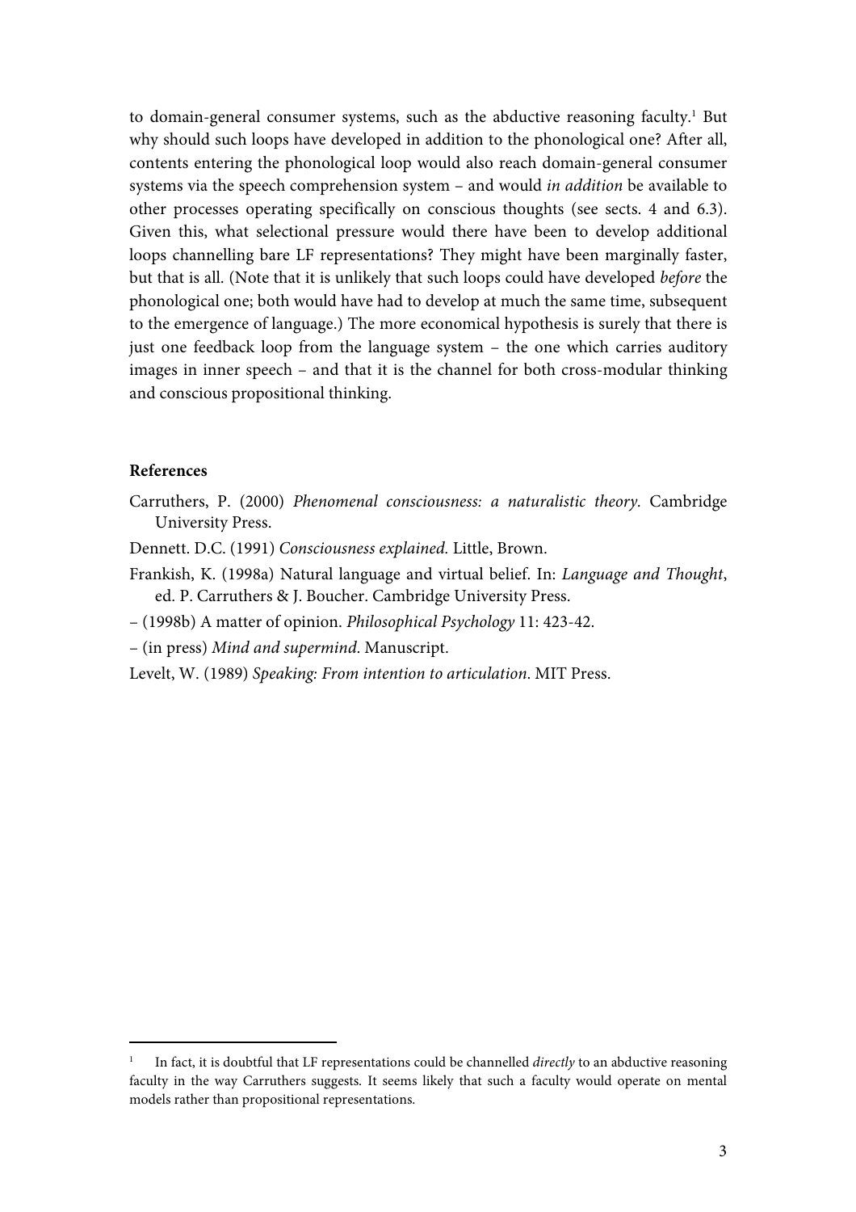to domain-general consumer systems, such as the abductive reasoning faculty.[1] But why should such loops have developed in addition to the phonological one? After all, contents entering the phonological loop would also reach domain-general consumer systems via the speech comprehension system – and would *in addition* be available to other processes operating specifically on conscious thoughts (see sects. 4 and 6.3). Given this, what selectional pressure would there have been to develop additional loops channelling bare LF representations? They might have been marginally faster, but that is all. (Note that it is unlikely that such loops could have developed *before* the phonological one; both would have had to develop at much the same time, subsequent to the emergence of language.) The more economical hypothesis is surely that there is just one feedback loop from the language system – the one which carries auditory images in inner speech – and that it is the channel for both cross-modular thinking and conscious propositional thinking.

**References**

Carruthers, P. (2000) *Phenomenal consciousness: a naturalistic theory.* Cambridge University Press.

Dennett. D.C. (1991) *Consciousness explained.* Little, Brown.

Frankish, K. (1998a) Natural language and virtual belief. In: *Language and Thought*, ed. P. Carruthers & J. Boucher. Cambridge University Press.

– (1998b) A matter of opinion. *Philosophical Psychology* 11: 423-42.

– (in press) *Mind and supermind*. Manuscript.

Levelt, W. (1989) *Speaking: From intention to articulation*. MIT Press.

[1] In fact, it is doubtful that LF representations could be channelled *directly* to an abductive reasoning faculty in the way Carruthers suggests. It seems likely that such a faculty would operate on mental models rather than propositional representations.